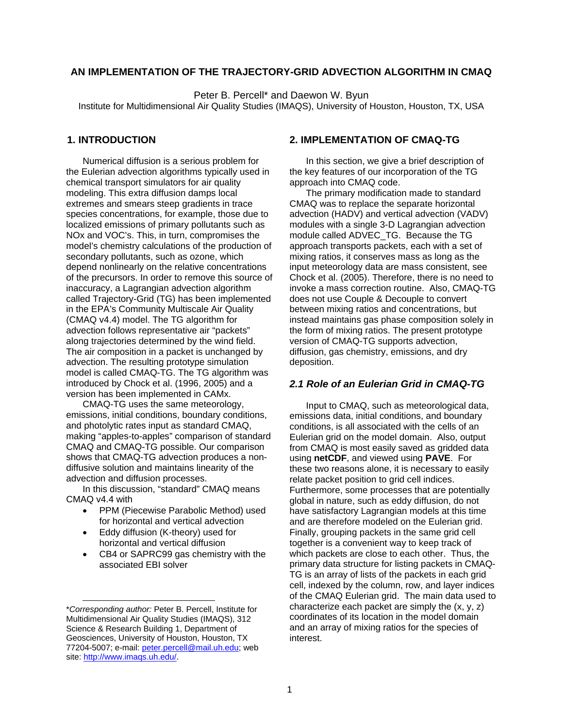# AN IMPLEMENTATION OF THE TRAJECTORY-GRID ADVECTION ALGORITHM IN CMAQ

Peter B. Percell* and Daewon W. Byun

Institute for Multidimensional Air Quality Studies (IMAQS), University of Houston, Houston, TX, USA

## 1. INTRODUCTION

Numerical diffusion is a serious problem for the Eulerian advection algorithms typically used in chemical transport simulators for air quality modeling. This extra diffusion damps local extremes and smears steep gradients in trace species concentrations, for example, those due to localized emissions of primary pollutants such as NOx and VOC's. This, in turn, compromises the model's chemistry calculations of the production of secondary pollutants, such as ozone, which depend nonlinearly on the relative concentrations of the precursors. In order to remove this source of inaccuracy, a Lagrangian advection algorithm called Trajectory-Grid (TG) has been implemented in the EPA's Community Multiscale Air Quality (CMAQ v4.4) model. The TG algorithm for advection follows representative air "packets" along trajectories determined by the wind field. The air composition in a packet is unchanged by advection. The resulting prototype simulation model is called CMAQ-TG. The TG algorithm was introduced by Chock et al. (1996, 2005) and a version has been implemented in CAMx.

CMAQ-TG uses the same meteorology, emissions, initial conditions, boundary conditions, and photolytic rates input as standard CMAQ, making "apples-to-apples" comparison of standard CMAQ and CMAQ-TG possible. Our comparison shows that CMAQ-TG advection produces a non-diffusive solution and maintains linearity of the advection and diffusion processes.

In this discussion, "standard" CMAQ means CMAQ v4.4 with

- PPM (Piecewise Parabolic Method) used for horizontal and vertical advection
- Eddy diffusion (K-theory) used for horizontal and vertical diffusion
- CB4 or SAPRC99 gas chemistry with the associated EBI solver

*Corresponding author:* Peter B. Percell, Institute for Multidimensional Air Quality Studies (IMAQS), 312 Science & Research Building 1, Department of Geosciences, University of Houston, Houston, TX 77204-5007; e-mail: peter.percell@mail.uh.edu; web site: http://www.imaqs.uh.edu/.

## 2. IMPLEMENTATION OF CMAQ-TG

In this section, we give a brief description of the key features of our incorporation of the TG approach into CMAQ code.

The primary modification made to standard CMAQ was to replace the separate horizontal advection (HADV) and vertical advection (VADV) modules with a single 3-D Lagrangian advection module called ADVEC_TG. Because the TG approach transports packets, each with a set of mixing ratios, it conserves mass as long as the input meteorology data are mass consistent, see Chock et al. (2005). Therefore, there is no need to invoke a mass correction routine. Also, CMAQ-TG does not use Couple & Decouple to convert between mixing ratios and concentrations, but instead maintains gas phase composition solely in the form of mixing ratios. The present prototype version of CMAQ-TG supports advection, diffusion, gas chemistry, emissions, and dry deposition.

### *2.1 Role of an Eulerian Grid in CMAQ-TG*

Input to CMAQ, such as meteorological data, emissions data, initial conditions, and boundary conditions, is all associated with the cells of an Eulerian grid on the model domain. Also, output from CMAQ is most easily saved as gridded data using **netCDF**, and viewed using **PAVE**. For these two reasons alone, it is necessary to easily relate packet position to grid cell indices. Furthermore, some processes that are potentially global in nature, such as eddy diffusion, do not have satisfactory Lagrangian models at this time and are therefore modeled on the Eulerian grid. Finally, grouping packets in the same grid cell together is a convenient way to keep track of which packets are close to each other. Thus, the primary data structure for listing packets in CMAQ-TG is an array of lists of the packets in each grid cell, indexed by the column, row, and layer indices of the CMAQ Eulerian grid. The main data used to characterize each packet are simply the (x, y, z) coordinates of its location in the model domain and an array of mixing ratios for the species of interest.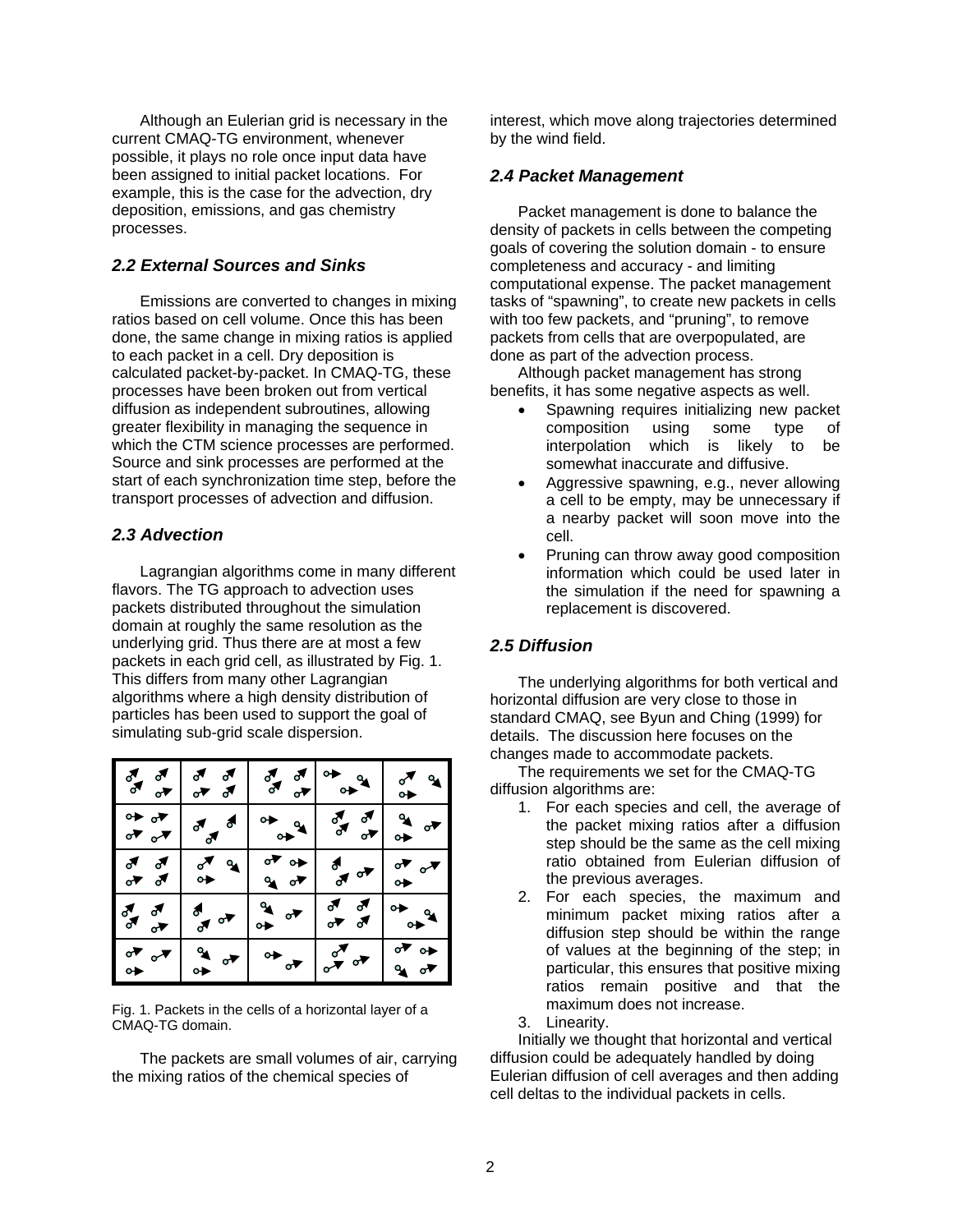Although an Eulerian grid is necessary in the current CMAQ-TG environment, whenever possible, it plays no role once input data have been assigned to initial packet locations. For example, this is the case for the advection, dry deposition, emissions, and gas chemistry processes.

## 2.2 External Sources and Sinks

Emissions are converted to changes in mixing ratios based on cell volume. Once this has been done, the same change in mixing ratios is applied to each packet in a cell. Dry deposition is calculated packet-by-packet. In CMAQ-TG, these processes have been broken out from vertical diffusion as independent subroutines, allowing greater flexibility in managing the sequence in which the CTM science processes are performed. Source and sink processes are performed at the start of each synchronization time step, before the transport processes of advection and diffusion.

## 2.3 Advection

Lagrangian algorithms come in many different flavors. The TG approach to advection uses packets distributed throughout the simulation domain at roughly the same resolution as the underlying grid. Thus there are at most a few packets in each grid cell, as illustrated by Fig. 1. This differs from many other Lagrangian algorithms where a high density distribution of particles has been used to support the goal of simulating sub-grid scale dispersion.

Fig. 1. Packets in the cells of a horizontal layer of a CMAQ-TG domain.

The packets are small volumes of air, carrying the mixing ratios of the chemical species of interest, which move along trajectories determined by the wind field.

## 2.4 Packet Management

Packet management is done to balance the density of packets in cells between the competing goals of covering the solution domain - to ensure completeness and accuracy - and limiting computational expense. The packet management tasks of "spawning", to create new packets in cells with too few packets, and "pruning", to remove packets from cells that are overpopulated, are done as part of the advection process.

Although packet management has strong benefits, it has some negative aspects as well.

- Spawning requires initializing new packet composition using some type of interpolation which is likely to be somewhat inaccurate and diffusive.
- Aggressive spawning, e.g., never allowing a cell to be empty, may be unnecessary if a nearby packet will soon move into the cell.
- Pruning can throw away good composition information which could be used later in the simulation if the need for spawning a replacement is discovered.

## 2.5 Diffusion

The underlying algorithms for both vertical and horizontal diffusion are very close to those in standard CMAQ, see Byun and Ching (1999) for details. The discussion here focuses on the changes made to accommodate packets.

The requirements we set for the CMAQ-TG diffusion algorithms are:

1. For each species and cell, the average of the packet mixing ratios after a diffusion step should be the same as the cell mixing ratio obtained from Eulerian diffusion of the previous averages.
2. For each species, the maximum and minimum packet mixing ratios after a diffusion step should be within the range of values at the beginning of the step; in particular, this ensures that positive mixing ratios remain positive and that the maximum does not increase.
3. Linearity.

Initially we thought that horizontal and vertical diffusion could be adequately handled by doing Eulerian diffusion of cell averages and then adding cell deltas to the individual packets in cells.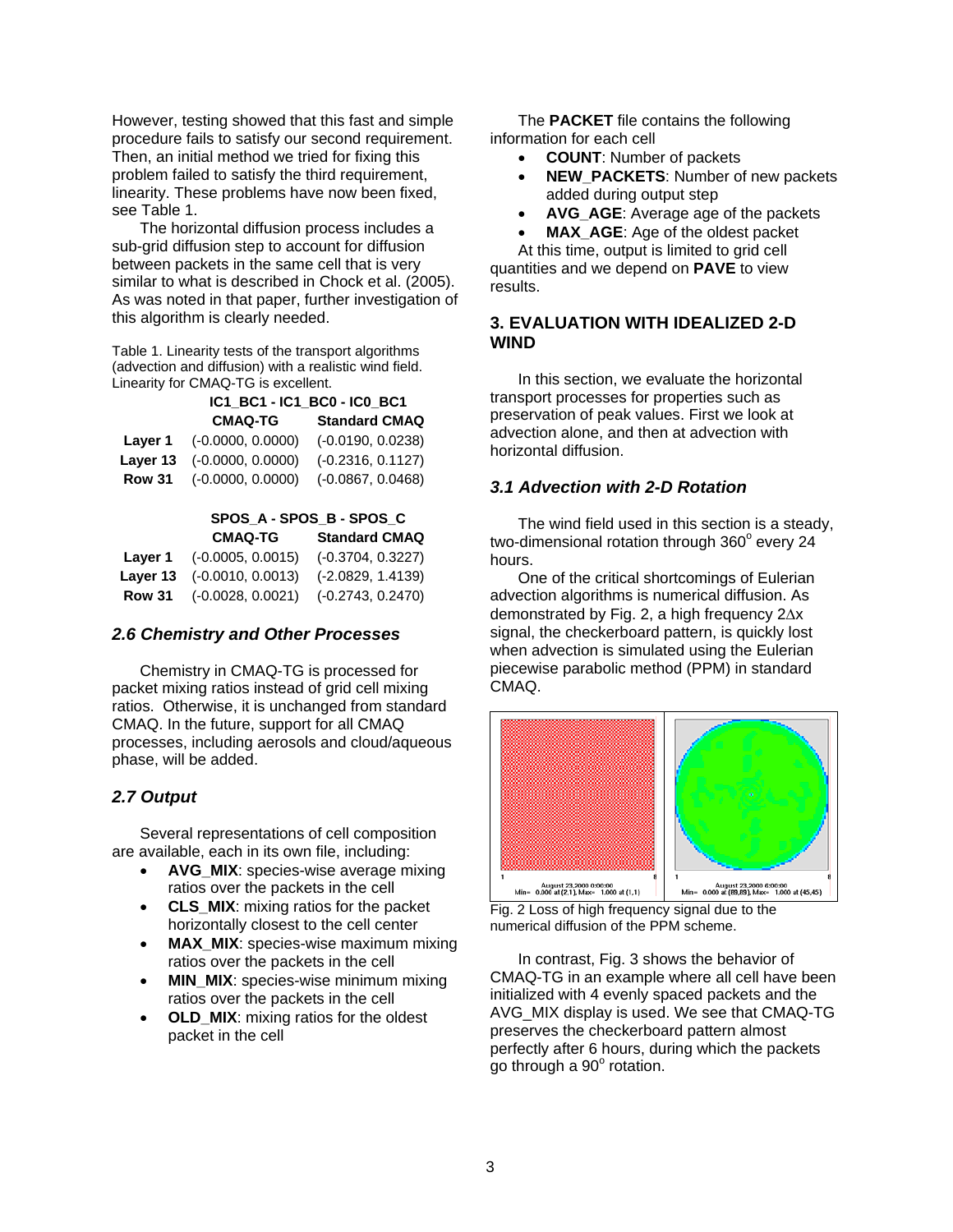However, testing showed that this fast and simple procedure fails to satisfy our second requirement. Then, an initial method we tried for fixing this problem failed to satisfy the third requirement, linearity. These problems have now been fixed, see Table 1.

The horizontal diffusion process includes a sub-grid diffusion step to account for diffusion between packets in the same cell that is very similar to what is described in Chock et al. (2005). As was noted in that paper, further investigation of this algorithm is clearly needed.

Table 1. Linearity tests of the transport algorithms (advection and diffusion) with a realistic wind field. Linearity for CMAQ-TG is excellent.

| | IC1_BC1 - IC1_BC0 - IC0_BC1 | |
|---|---|---|
| | **CMAQ-TG** | **Standard CMAQ** |
| **Layer 1** | (-0.0000, 0.0000) | (-0.0190, 0.0238) |
| **Layer 13** | (-0.0000, 0.0000) | (-0.2316, 0.1127) |
| **Row 31** | (-0.0000, 0.0000) | (-0.0867, 0.0468) |

| | SPOS_A - SPOS_B - SPOS_C | |
|---|---|---|
| | **CMAQ-TG** | **Standard CMAQ** |
| **Layer 1** | (-0.0005, 0.0015) | (-0.3704, 0.3227) |
| **Layer 13** | (-0.0010, 0.0013) | (-2.0829, 1.4139) |
| **Row 31** | (-0.0028, 0.0021) | (-0.2743, 0.2470) |

### *2.6 Chemistry and Other Processes*

Chemistry in CMAQ-TG is processed for packet mixing ratios instead of grid cell mixing ratios. Otherwise, it is unchanged from standard CMAQ. In the future, support for all CMAQ processes, including aerosols and cloud/aqueous phase, will be added.

### *2.7 Output*

Several representations of cell composition are available, each in its own file, including:

- **AVG_MIX**: species-wise average mixing ratios over the packets in the cell
- **CLS_MIX**: mixing ratios for the packet horizontally closest to the cell center
- **MAX_MIX**: species-wise maximum mixing ratios over the packets in the cell
- **MIN_MIX**: species-wise minimum mixing ratios over the packets in the cell
- **OLD_MIX**: mixing ratios for the oldest packet in the cell

The **PACKET** file contains the following information for each cell

- **COUNT**: Number of packets
- **NEW_PACKETS**: Number of new packets added during output step
- **AVG_AGE**: Average age of the packets
- **MAX_AGE**: Age of the oldest packet

At this time, output is limited to grid cell quantities and we depend on **PAVE** to view results.

## 3. EVALUATION WITH IDEALIZED 2-D WIND

In this section, we evaluate the horizontal transport processes for properties such as preservation of peak values. First we look at advection alone, and then at advection with horizontal diffusion.

### *3.1 Advection with 2-D Rotation*

The wind field used in this section is a steady, two-dimensional rotation through 360$^{o}$ every 24 hours.

One of the critical shortcomings of Eulerian advection algorithms is numerical diffusion. As demonstrated by Fig. 2, a high frequency 2$\Delta$x signal, the checkerboard pattern, is quickly lost when advection is simulated using the Eulerian piecewise parabolic method (PPM) in standard CMAQ.

1
8
August 23,2000 0:00:00
Min= 0.000 at (2,1), Max= 1.000 at (1,1)

1
8
August 23,2000 6:00:00
Min= 0.000 at (89,89), Max= 1.000 at (45,45)

Fig. 2 Loss of high frequency signal due to the numerical diffusion of the PPM scheme.

In contrast, Fig. 3 shows the behavior of CMAQ-TG in an example where all cell have been initialized with 4 evenly spaced packets and the AVG_MIX display is used. We see that CMAQ-TG preserves the checkerboard pattern almost perfectly after 6 hours, during which the packets go through a 90$^{o}$ rotation.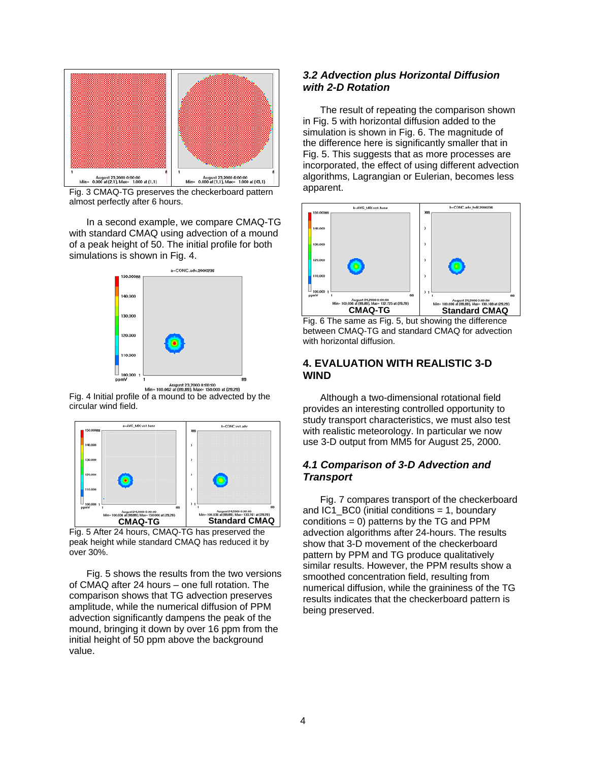August 23,2000 0:00:00
Min= 0.000 at (2,1), Max= 1.000 at (1,1)

August 23,2000 6:00:00
Min= 0.000 at (1,1), Max= 1.000 at (43,1)

Fig. 3 CMAQ-TG preserves the checkerboard pattern almost perfectly after 6 hours.

In a second example, we compare CMAQ-TG with standard CMAQ using advection of a mound of a peak height of 50. The initial profile for both simulations is shown in Fig. 4.

a-CONC.adv.2000236

150.00088
140.000
130.000
120.000
110.000
100.000
ppmV

1
89

August 23,2000 0:00:00
Min= 100.062 at (89,89), Max= 150.000 at (29,29)

Fig. 4 Initial profile of a mound to be advected by the circular wind field.

a=AVG_MIX.vo1.base
b=CONC.vo1.adv

August 24,2000 0:00:00
Min= 100.036 at (89,89), Max= 150.000 at (29,29)

August 24,2000 0:00:00
Min= 100.036 at (89,89), Max= 133.761 at (29,29)

CMAQ-TG
Standard CMAQ

Fig. 5 After 24 hours, CMAQ-TG has preserved the peak height while standard CMAQ has reduced it by over 30%.

Fig. 5 shows the results from the two versions of CMAQ after 24 hours – one full rotation. The comparison shows that TG advection preserves amplitude, while the numerical diffusion of PPM advection significantly dampens the peak of the mound, bringing it down by over 16 ppm from the initial height of 50 ppm above the background value.

### *3.2 Advection plus Horizontal Diffusion with 2-D Rotation*

The result of repeating the comparison shown in Fig. 5 with horizontal diffusion added to the simulation is shown in Fig. 6. The magnitude of the difference here is significantly smaller that in Fig. 5. This suggests that as more processes are incorporated, the effect of using different advection algorithms, Lagrangian or Eulerian, becomes less apparent.

k-AVG_MIX.vo1.base
b=CONC.adv_hdif.2000236

August 24,2000 0:00:00
Min= 100.036 at (89,89), Max= 132.725 at (29,29)

August 24,2000 0:00:00
Min= 100.036 at (89,89), Max= 130.169 at (29,29)

CMAQ-TG
Standard CMAQ

Fig. 6 The same as Fig. 5, but showing the difference between CMAQ-TG and standard CMAQ for advection with horizontal diffusion.

## 4. EVALUATION WITH REALISTIC 3-D WIND

Although a two-dimensional rotational field provides an interesting controlled opportunity to study transport characteristics, we must also test with realistic meteorology. In particular we now use 3-D output from MM5 for August 25, 2000.

### *4.1 Comparison of 3-D Advection and Transport*

Fig. 7 compares transport of the checkerboard and IC1_BC0 (initial conditions = 1, boundary conditions = 0) patterns by the TG and PPM advection algorithms after 24-hours. The results show that 3-D movement of the checkerboard pattern by PPM and TG produce qualitatively similar results. However, the PPM results show a smoothed concentration field, resulting from numerical diffusion, while the graininess of the TG results indicates that the checkerboard pattern is being preserved.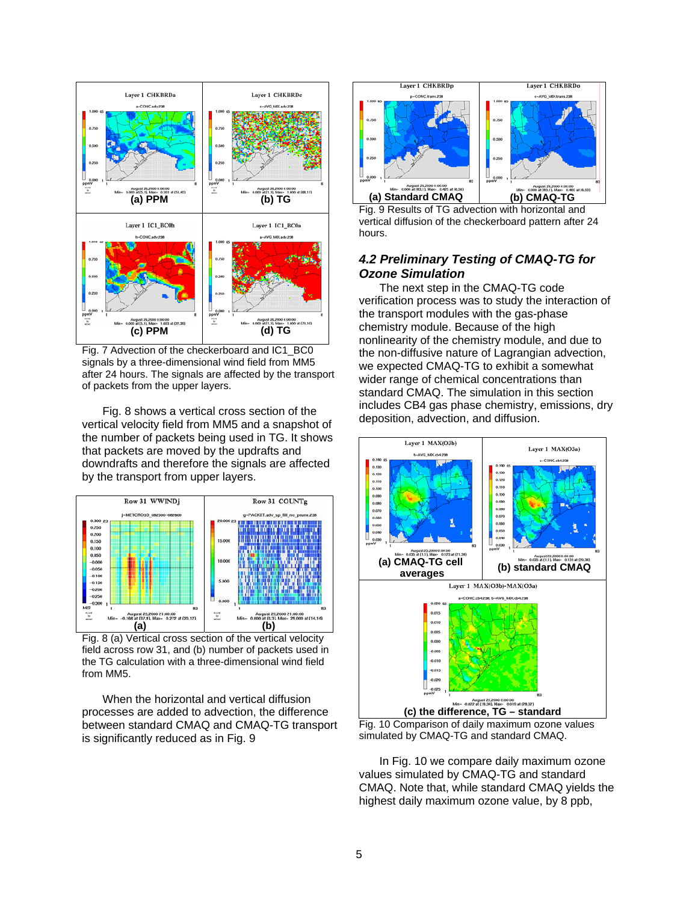Layer 1 CHKBRDa

a-CONC.adv238

(a) PPM

Layer 1 CHKBRDc

c-AVG_MIX.adv238

(b) TG

Layer 1 IC1_BC0h

h-CONC.adv238

(c) PPM

Layer 1 IC1_BC0a

a-AVG_MIX.adv238

(d) TG

Fig. 7 Advection of the checkerboard and IC1_BC0 signals by a three-dimensional wind field from MM5 after 24 hours. The signals are affected by the transport of packets from the upper layers.

Fig. 8 shows a vertical cross section of the vertical velocity field from MM5 and a snapshot of the number of packets being used in TG. It shows that packets are moved by the updrafts and downdrafts and therefore the signals are affected by the transport from upper layers.

Row 31 WWINDj

(a)

Row 31 COUNTg

(b)

Fig. 8 (a) Vertical cross section of the vertical velocity field across row 31, and (b) number of packets used in the TG calculation with a three-dimensional wind field from MM5.

When the horizontal and vertical diffusion processes are added to advection, the difference between standard CMAQ and CMAQ-TG transport is significantly reduced as in Fig. 9

Layer 1 CHKBRDp

(a) Standard CMAQ

Layer 1 CHKBRDo

(b) CMAQ-TG

Fig. 9 Results of TG advection with horizontal and vertical diffusion of the checkerboard pattern after 24 hours.

### *4.2 Preliminary Testing of CMAQ-TG for Ozone Simulation*

The next step in the CMAQ-TG code verification process was to study the interaction of the transport modules with the gas-phase chemistry module. Because of the high nonlinearity of the chemistry module, and due to the non-diffusive nature of Lagrangian advection, we expected CMAQ-TG to exhibit a somewhat wider range of chemical concentrations than standard CMAQ. The simulation in this section includes CB4 gas phase chemistry, emissions, dry deposition, advection, and diffusion.

Layer 1 MAX(O3b)

(a) CMAQ-TG cell averages

Layer 1 MAX(O3a)

(b) standard CMAQ

Layer 1 MAX(O3b)-MAX(O3a)

(c) the difference, TG – standard

Fig. 10 Comparison of daily maximum ozone values simulated by CMAQ-TG and standard CMAQ.

In Fig. 10 we compare daily maximum ozone values simulated by CMAQ-TG and standard CMAQ. Note that, while standard CMAQ yields the highest daily maximum ozone value, by 8 ppb,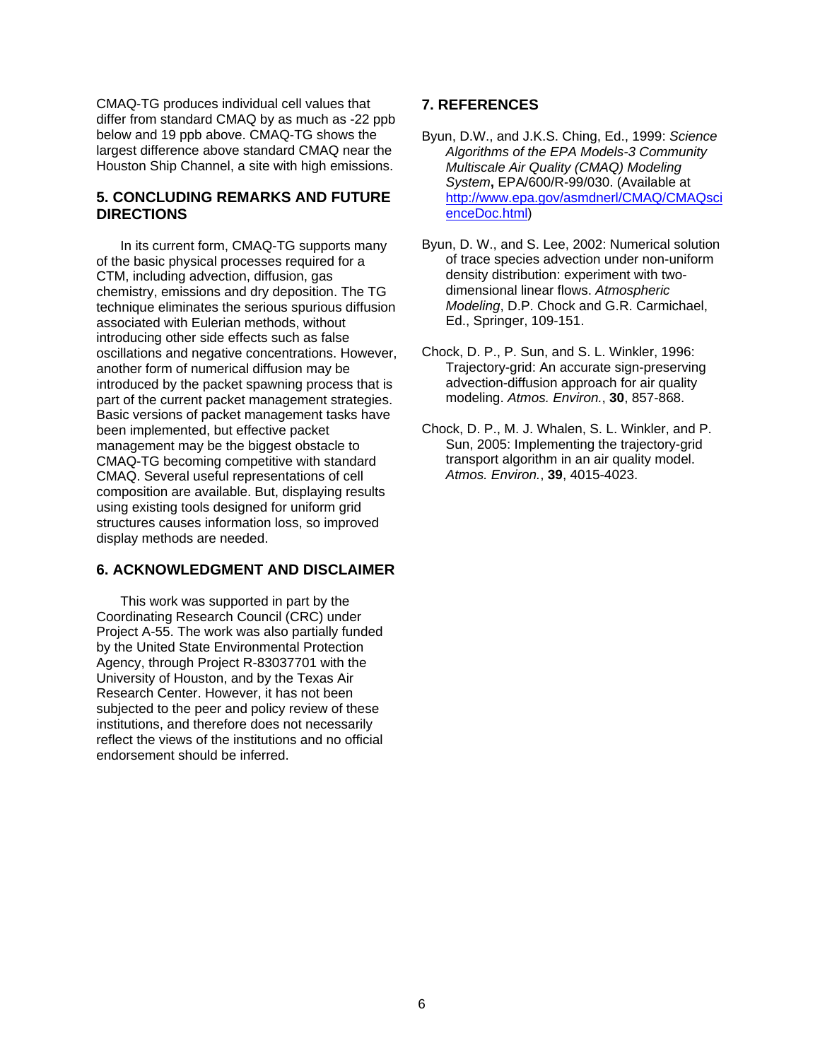CMAQ-TG produces individual cell values that differ from standard CMAQ by as much as -22 ppb below and 19 ppb above. CMAQ-TG shows the largest difference above standard CMAQ near the Houston Ship Channel, a site with high emissions.

## 5. CONCLUDING REMARKS AND FUTURE DIRECTIONS

In its current form, CMAQ-TG supports many of the basic physical processes required for a CTM, including advection, diffusion, gas chemistry, emissions and dry deposition. The TG technique eliminates the serious spurious diffusion associated with Eulerian methods, without introducing other side effects such as false oscillations and negative concentrations. However, another form of numerical diffusion may be introduced by the packet spawning process that is part of the current packet management strategies. Basic versions of packet management tasks have been implemented, but effective packet management may be the biggest obstacle to CMAQ-TG becoming competitive with standard CMAQ. Several useful representations of cell composition are available. But, displaying results using existing tools designed for uniform grid structures causes information loss, so improved display methods are needed.

## 6. ACKNOWLEDGMENT AND DISCLAIMER

This work was supported in part by the Coordinating Research Council (CRC) under Project A-55. The work was also partially funded by the United State Environmental Protection Agency, through Project R-83037701 with the University of Houston, and by the Texas Air Research Center. However, it has not been subjected to the peer and policy review of these institutions, and therefore does not necessarily reflect the views of the institutions and no official endorsement should be inferred.

## 7. REFERENCES

Byun, D.W., and J.K.S. Ching, Ed., 1999: *Science Algorithms of the EPA Models-3 Community Multiscale Air Quality (CMAQ) Modeling System***,** EPA/600/R-99/030. (Available at http://www.epa.gov/asmdnerl/CMAQ/CMAQscienceDoc.html)

Byun, D. W., and S. Lee, 2002: Numerical solution of trace species advection under non-uniform density distribution: experiment with two-dimensional linear flows. *Atmospheric Modeling*, D.P. Chock and G.R. Carmichael, Ed., Springer, 109-151.

Chock, D. P., P. Sun, and S. L. Winkler, 1996: Trajectory-grid: An accurate sign-preserving advection-diffusion approach for air quality modeling. *Atmos. Environ.*, **30**, 857-868.

Chock, D. P., M. J. Whalen, S. L. Winkler, and P. Sun, 2005: Implementing the trajectory-grid transport algorithm in an air quality model. *Atmos. Environ.*, **39**, 4015-4023.